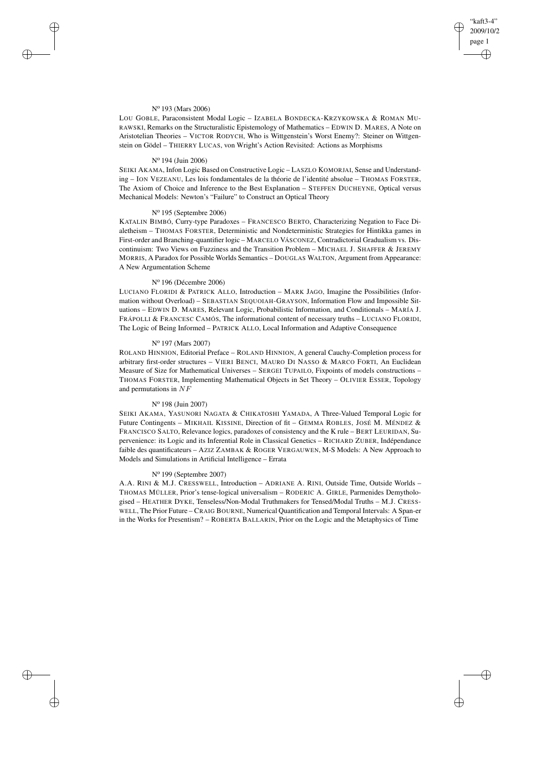N$^o$ 193 (Mars 2006)

LOU GOBLE, Paraconsistent Modal Logic – IZABELA BONDECKA-KRZYKOWSKA & ROMAN MURAWSKI, Remarks on the Structuralistic Epistemology of Mathematics – EDWIN D. MARES, A Note on Aristotelian Theories – VICTOR RODYCH, Who is Wittgenstein's Worst Enemy?: Steiner on Wittgenstein on Gödel – THIERRY LUCAS, von Wright's Action Revisited: Actions as Morphisms

N$^o$ 194 (Juin 2006)

SEIKI AKAMA, Infon Logic Based on Constructive Logic – LASZLO KOMORJAI, Sense and Understanding – ION VEZEANU, Les lois fondamentales de la théorie de l'identité absolue – THOMAS FORSTER, The Axiom of Choice and Inference to the Best Explanation – STEFFEN DUCHEYNE, Optical versus Mechanical Models: Newton's "Failure" to Construct an Optical Theory

N$^o$ 195 (Septembre 2006)

KATALIN BIMBÓ, Curry-type Paradoxes – FRANCESCO BERTO, Characterizing Negation to Face Dialetheism – THOMAS FORSTER, Deterministic and Nondeterministic Strategies for Hintikka games in First-order and Branching-quantifier logic – MARCELO VÁSCONEZ, Contradictorial Gradualism vs. Discontinuism: Two Views on Fuzziness and the Transition Problem – MICHAEL J. SHAFFER & JEREMY MORRIS, A Paradox for Possible Worlds Semantics – DOUGLAS WALTON, Argument from Appearance: A New Argumentation Scheme

N$^o$ 196 (Décembre 2006)

LUCIANO FLORIDI & PATRICK ALLO, Introduction – MARK JAGO, Imagine the Possibilities (Information without Overload) – SEBASTIAN SEQUOIAH-GRAYSON, Information Flow and Impossible Situations – EDWIN D. MARES, Relevant Logic, Probabilistic Information, and Conditionals – MARÍA J. FRÁPOLLI & FRANCESC CAMÓS, The informational content of necessary truths – LUCIANO FLORIDI, The Logic of Being Informed – PATRICK ALLO, Local Information and Adaptive Consequence

N$^o$ 197 (Mars 2007)

ROLAND HINNION, Editorial Preface – ROLAND HINNION, A general Cauchy-Completion process for arbitrary first-order structures – VIERI BENCI, MAURO DI NASSO & MARCO FORTI, An Euclidean Measure of Size for Mathematical Universes – SERGEI TUPAILO, Fixpoints of models constructions – THOMAS FORSTER, Implementing Mathematical Objects in Set Theory – OLIVIER ESSER, Topology and permutations in $NF$

N$^o$ 198 (Juin 2007)

SEIKI AKAMA, YASUNORI NAGATA & CHIKATOSHI YAMADA, A Three-Valued Temporal Logic for Future Contingents – MIKHAIL KISSINE, Direction of fit – GEMMA ROBLES, JOSÉ M. MÉNDEZ & FRANCISCO SALTO, Relevance logics, paradoxes of consistency and the K rule – BERT LEURIDAN, Supervenience: its Logic and its Inferential Role in Classical Genetics – RICHARD ZUBER, Indépendance faible des quantificateurs – AZIZ ZAMBAK & ROGER VERGAUWEN, M-S Models: A New Approach to Models and Simulations in Artificial Intelligence – Errata

N$^o$ 199 (Septembre 2007)

A.A. RINI & M.J. CRESSWELL, Introduction – ADRIANE A. RINI, Outside Time, Outside Worlds – THOMAS MÜLLER, Prior's tense-logical universalism – RODERIC A. GIRLE, Parmenides Demythologised – HEATHER DYKE, Tenseless/Non-Modal Truthmakers for Tensed/Modal Truths – M.J. CRESSWELL, The Prior Future – CRAIG BOURNE, Numerical Quantification and Temporal Intervals: A Span-er in the Works for Presentism? – ROBERTA BALLARIN, Prior on the Logic and the Metaphysics of Time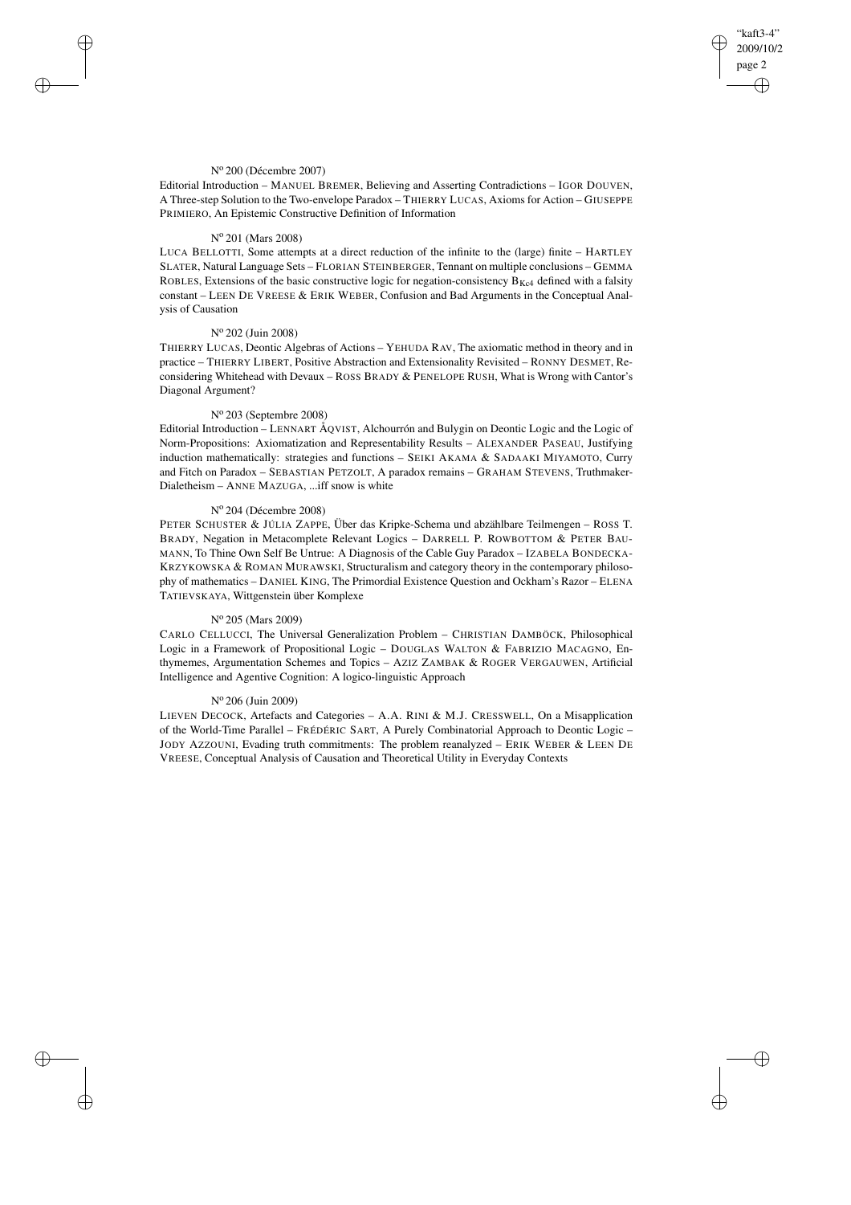N° 200 (Décembre 2007)

Editorial Introduction – MANUEL BREMER, Believing and Asserting Contradictions – IGOR DOUVEN, A Three-step Solution to the Two-envelope Paradox – THIERRY LUCAS, Axioms for Action – GIUSEPPE PRIMIERO, An Epistemic Constructive Definition of Information

N° 201 (Mars 2008)

LUCA BELLOTTI, Some attempts at a direct reduction of the infinite to the (large) finite – HARTLEY SLATER, Natural Language Sets – FLORIAN STEINBERGER, Tennant on multiple conclusions – GEMMA ROBLES, Extensions of the basic constructive logic for negation-consistency $B_{Kc4}$ defined with a falsity constant – LEEN DE VREESE & ERIK WEBER, Confusion and Bad Arguments in the Conceptual Analysis of Causation

N° 202 (Juin 2008)

THIERRY LUCAS, Deontic Algebras of Actions – YEHUDA RAV, The axiomatic method in theory and in practice – THIERRY LIBERT, Positive Abstraction and Extensionality Revisited – RONNY DESMET, Reconsidering Whitehead with Devaux – ROSS BRADY & PENELOPE RUSH, What is Wrong with Cantor's Diagonal Argument?

N° 203 (Septembre 2008)

Editorial Introduction – LENNART ÅQVIST, Alchourrón and Bulygin on Deontic Logic and the Logic of Norm-Propositions: Axiomatization and Representability Results – ALEXANDER PASEAU, Justifying induction mathematically: strategies and functions – SEIKI AKAMA & SADAAKI MIYAMOTO, Curry and Fitch on Paradox – SEBASTIAN PETZOLT, A paradox remains – GRAHAM STEVENS, Truthmaker-Dialetheism – ANNE MAZUGA, ...iff snow is white

N° 204 (Décembre 2008)

PETER SCHUSTER & JÚLIA ZAPPE, Über das Kripke-Schema und abzählbare Teilmengen – ROSS T. BRADY, Negation in Metacomplete Relevant Logics – DARRELL P. ROWBOTTOM & PETER BAUMANN, To Thine Own Self Be Untrue: A Diagnosis of the Cable Guy Paradox – IZABELA BONDECKA-KRZYKOWSKA & ROMAN MURAWSKI, Structuralism and category theory in the contemporary philosophy of mathematics – DANIEL KING, The Primordial Existence Question and Ockham's Razor – ELENA TATIEVSKAYA, Wittgenstein über Komplexe

N° 205 (Mars 2009)

CARLO CELLUCCI, The Universal Generalization Problem – CHRISTIAN DAMBÖCK, Philosophical Logic in a Framework of Propositional Logic – DOUGLAS WALTON & FABRIZIO MACAGNO, Enthymemes, Argumentation Schemes and Topics – AZIZ ZAMBAK & ROGER VERGAUWEN, Artificial Intelligence and Agentive Cognition: A logico-linguistic Approach

N° 206 (Juin 2009)

LIEVEN DECOCK, Artefacts and Categories – A.A. RINI & M.J. CRESSWELL, On a Misapplication of the World-Time Parallel – FRÉDÉRIC SART, A Purely Combinatorial Approach to Deontic Logic – JODY AZZOUNI, Evading truth commitments: The problem reanalyzed – ERIK WEBER & LEEN DE VREESE, Conceptual Analysis of Causation and Theoretical Utility in Everyday Contexts